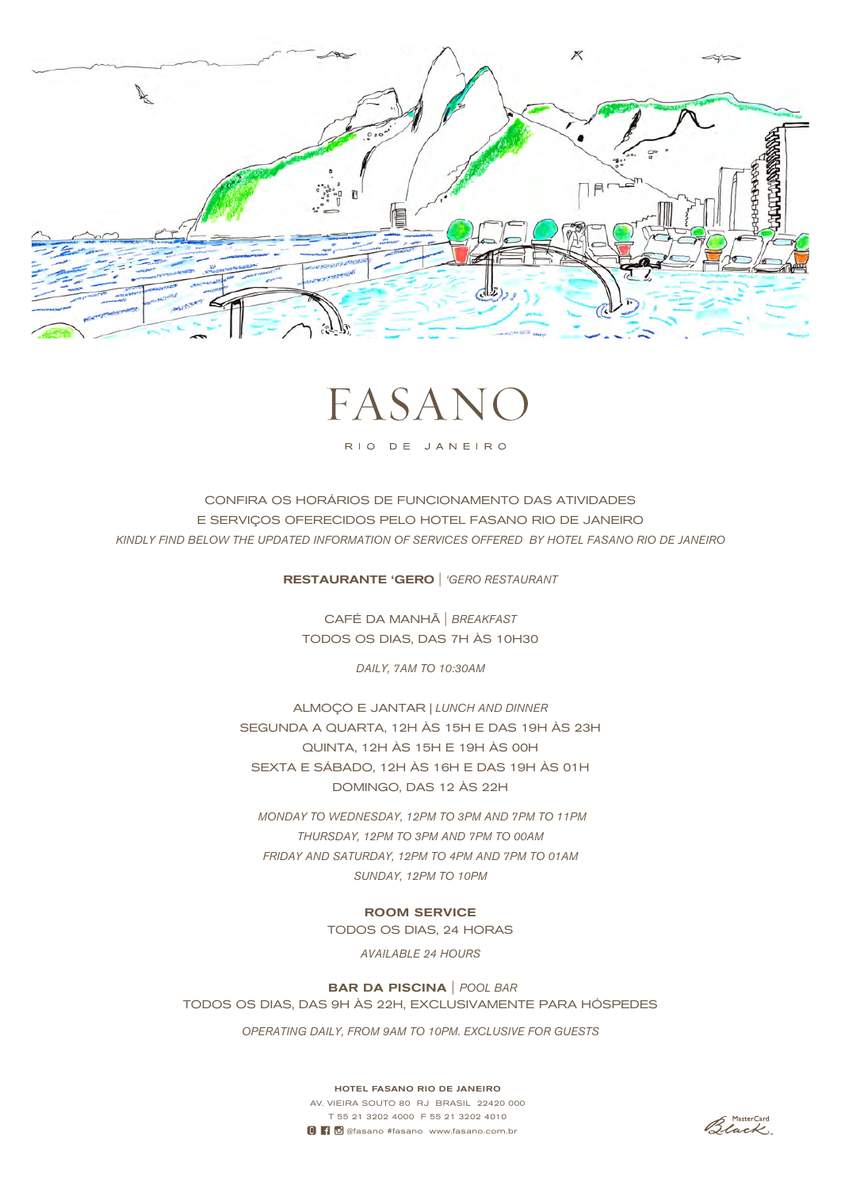# FASANO

RIO DE JANEIRO

CONFIRA OS HORÁRIOS DE FUNCIONAMENTO DAS ATIVIDADES
E SERVIÇOS OFERECIDOS PELO HOTEL FASANO RIO DE JANEIRO
*KINDLY FIND BELOW THE UPDATED INFORMATION OF SERVICES OFFERED BY HOTEL FASANO RIO DE JANEIRO*

## RESTAURANTE 'GERO | *'GERO RESTAURANT*

CAFÉ DA MANHÃ | *BREAKFAST*
TODOS OS DIAS, DAS 7H ÀS 10H30

*DAILY, 7AM TO 10:30AM*

ALMOÇO E JANTAR | *LUNCH AND DINNER*
SEGUNDA A QUARTA, 12H ÀS 15H E DAS 19H ÀS 23H
QUINTA, 12H ÀS 15H E 19H ÀS 00H
SEXTA E SÁBADO, 12H ÀS 16H E DAS 19H ÀS 01H
DOMINGO, DAS 12 ÀS 22H

*MONDAY TO WEDNESDAY, 12PM TO 3PM AND 7PM TO 11PM*
*THURSDAY, 12PM TO 3PM AND 7PM TO 00AM*
*FRIDAY AND SATURDAY, 12PM TO 4PM AND 7PM TO 01AM*
*SUNDAY, 12PM TO 10PM*

## ROOM SERVICE

TODOS OS DIAS, 24 HORAS

*AVAILABLE 24 HOURS*

## BAR DA PISCINA | *POOL BAR*

TODOS OS DIAS, DAS 9H ÀS 22H, EXCLUSIVAMENTE PARA HÓSPEDES

*OPERATING DAILY, FROM 9AM TO 10PM. EXCLUSIVE FOR GUESTS*

**HOTEL FASANO RIO DE JANEIRO**
AV. VIEIRA SOUTO 80 RJ BRASIL 22420 000
T 55 21 3202 4000 F 55 21 3202 4010
@fasano #fasano www.fasano.com.br

MasterCard Black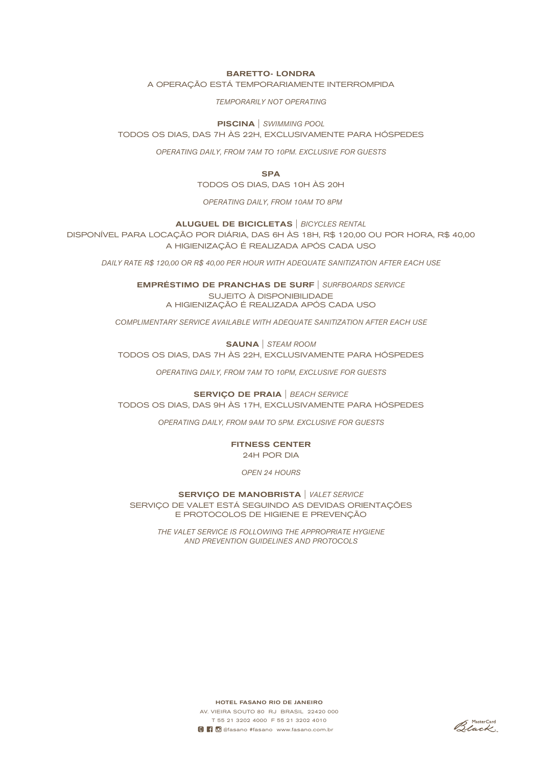**BARETTO- LONDRA**

A OPERAÇÃO ESTÁ TEMPORARIAMENTE INTERROMPIDA

*TEMPORARILY NOT OPERATING*

**PISCINA** | *SWIMMING POOL*

TODOS OS DIAS, DAS 7H ÀS 22H, EXCLUSIVAMENTE PARA HÓSPEDES

*OPERATING DAILY, FROM 7AM TO 10PM. EXCLUSIVE FOR GUESTS*

**SPA**

TODOS OS DIAS, DAS 10H ÀS 20H

*OPERATING DAILY, FROM 10AM TO 8PM*

**ALUGUEL DE BICICLETAS** | *BICYCLES RENTAL*

DISPONÍVEL PARA LOCAÇÃO POR DIÁRIA, DAS 6H ÀS 18H, R$ 120,00 OU POR HORA, R$ 40,00
A HIGIENIZAÇÃO É REALIZADA APÓS CADA USO

*DAILY RATE R$ 120,00 OR R$ 40,00 PER HOUR WITH ADEQUATE SANITIZATION AFTER EACH USE*

**EMPRÉSTIMO DE PRANCHAS DE SURF** | *SURFBOARDS SERVICE*

SUJEITO À DISPONIBILIDADE
A HIGIENIZAÇÃO É REALIZADA APÓS CADA USO

*COMPLIMENTARY SERVICE AVAILABLE WITH ADEQUATE SANITIZATION AFTER EACH USE*

**SAUNA** | *STEAM ROOM*

TODOS OS DIAS, DAS 7H ÀS 22H, EXCLUSIVAMENTE PARA HÓSPEDES

*OPERATING DAILY, FROM 7AM TO 10PM, EXCLUSIVE FOR GUESTS*

**SERVIÇO DE PRAIA** | *BEACH SERVICE*

TODOS OS DIAS, DAS 9H ÀS 17H, EXCLUSIVAMENTE PARA HÓSPEDES

*OPERATING DAILY, FROM 9AM TO 5PM. EXCLUSIVE FOR GUESTS*

**FITNESS CENTER**

24H POR DIA

*OPEN 24 HOURS*

**SERVIÇO DE MANOBRISTA** | *VALET SERVICE*

SERVIÇO DE VALET ESTÁ SEGUINDO AS DEVIDAS ORIENTAÇÕES
E PROTOCOLOS DE HIGIENE E PREVENÇÃO

*THE VALET SERVICE IS FOLLOWING THE APPROPRIATE HYGIENE
AND PREVENTION GUIDELINES AND PROTOCOLS*

**HOTEL FASANO RIO DE JANEIRO**
AV. VIEIRA SOUTO 80 RJ BRASIL 22420 000
T 55 21 3202 4000 F 55 21 3202 4010
@fasano #fasano www.fasano.com.br

MasterCard Black